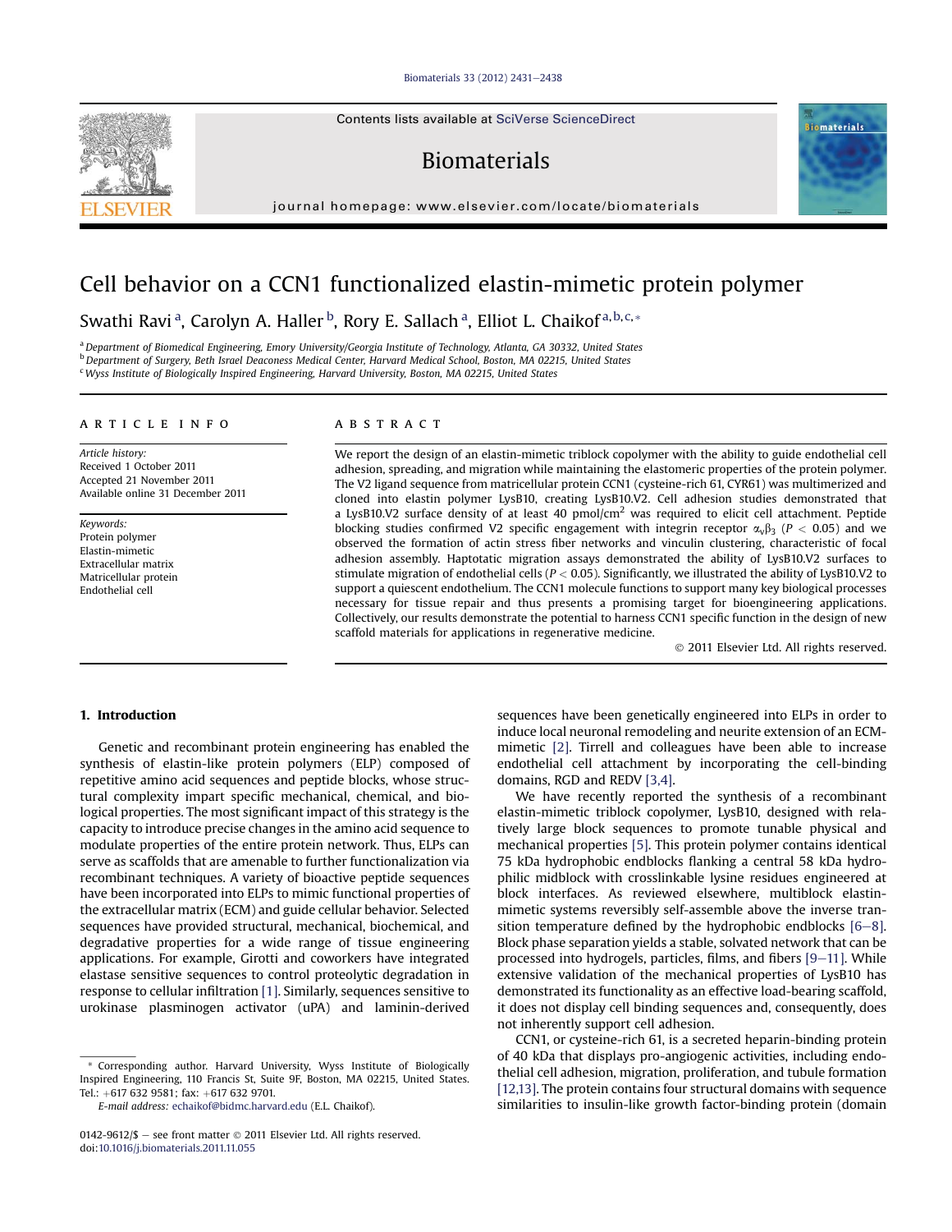# Cell behavior on a CCN1 functionalized elastin-mimetic protein polymer

Swathi Ravi [a], Carolyn A. Haller [b], Rory E. Sallach [a], Elliot L. Chaikof [a,b,c,*]

[a] Department of Biomedical Engineering, Emory University/Georgia Institute of Technology, Atlanta, GA 30332, United States
[b] Department of Surgery, Beth Israel Deaconess Medical Center, Harvard Medical School, Boston, MA 02215, United States
[c] Wyss Institute of Biologically Inspired Engineering, Harvard University, Boston, MA 02215, United States

## ARTICLE INFO

*Article history:*
Received 1 October 2011
Accepted 21 November 2011
Available online 31 December 2011

*Keywords:*
Protein polymer
Elastin-mimetic
Extracellular matrix
Matricellular protein
Endothelial cell

## ABSTRACT

We report the design of an elastin-mimetic triblock copolymer with the ability to guide endothelial cell adhesion, spreading, and migration while maintaining the elastomeric properties of the protein polymer. The V2 ligand sequence from matricellular protein CCN1 (cysteine-rich 61, CYR61) was multimerized and cloned into elastin polymer LysB10, creating LysB10.V2. Cell adhesion studies demonstrated that a LysB10.V2 surface density of at least 40 pmol/cm$^2$ was required to elicit cell attachment. Peptide blocking studies confirmed V2 specific engagement with integrin receptor $\alpha_v\beta_3$ ($P < 0.05$) and we observed the formation of actin stress fiber networks and vinculin clustering, characteristic of focal adhesion assembly. Haptotatic migration assays demonstrated the ability of LysB10.V2 surfaces to stimulate migration of endothelial cells ($P < 0.05$). Significantly, we illustrated the ability of LysB10.V2 to support a quiescent endothelium. The CCN1 molecule functions to support many key biological processes necessary for tissue repair and thus presents a promising target for bioengineering applications. Collectively, our results demonstrate the potential to harness CCN1 specific function in the design of new scaffold materials for applications in regenerative medicine.

© 2011 Elsevier Ltd. All rights reserved.

## 1. Introduction

Genetic and recombinant protein engineering has enabled the synthesis of elastin-like protein polymers (ELP) composed of repetitive amino acid sequences and peptide blocks, whose structural complexity impart specific mechanical, chemical, and biological properties. The most significant impact of this strategy is the capacity to introduce precise changes in the amino acid sequence to modulate properties of the entire protein network. Thus, ELPs can serve as scaffolds that are amenable to further functionalization via recombinant techniques. A variety of bioactive peptide sequences have been incorporated into ELPs to mimic functional properties of the extracellular matrix (ECM) and guide cellular behavior. Selected sequences have provided structural, mechanical, biochemical, and degradative properties for a wide range of tissue engineering applications. For example, Girotti and coworkers have integrated elastase sensitive sequences to control proteolytic degradation in response to cellular infiltration [1]. Similarly, sequences sensitive to urokinase plasminogen activator (uPA) and laminin-derived sequences have been genetically engineered into ELPs in order to induce local neuronal remodeling and neurite extension of an ECM-mimetic [2]. Tirrell and colleagues have been able to increase endothelial cell attachment by incorporating the cell-binding domains, RGD and REDV [3,4].

We have recently reported the synthesis of a recombinant elastin-mimetic triblock copolymer, LysB10, designed with relatively large block sequences to promote tunable physical and mechanical properties [5]. This protein polymer contains identical 75 kDa hydrophobic endblocks flanking a central 58 kDa hydrophilic midblock with crosslinkable lysine residues engineered at block interfaces. As reviewed elsewhere, multiblock elastin-mimetic systems reversibly self-assemble above the inverse transition temperature defined by the hydrophobic endblocks [6–8]. Block phase separation yields a stable, solvated network that can be processed into hydrogels, particles, films, and fibers [9–11]. While extensive validation of the mechanical properties of LysB10 has demonstrated its functionality as an effective load-bearing scaffold, it does not display cell binding sequences and, consequently, does not inherently support cell adhesion.

CCN1, or cysteine-rich 61, is a secreted heparin-binding protein of 40 kDa that displays pro-angiogenic activities, including endothelial cell adhesion, migration, proliferation, and tubule formation [12,13]. The protein contains four structural domains with sequence similarities to insulin-like growth factor-binding protein (domain

\* Corresponding author. Harvard University, Wyss Institute of Biologically Inspired Engineering, 110 Francis St, Suite 9F, Boston, MA 02215, United States. Tel.: +617 632 9581; fax: +617 632 9701.
E-mail address: echaikof@bidmc.harvard.edu (E.L. Chaikof).

0142-9612/$ – see front matter © 2011 Elsevier Ltd. All rights reserved.
doi:10.1016/j.biomaterials.2011.11.055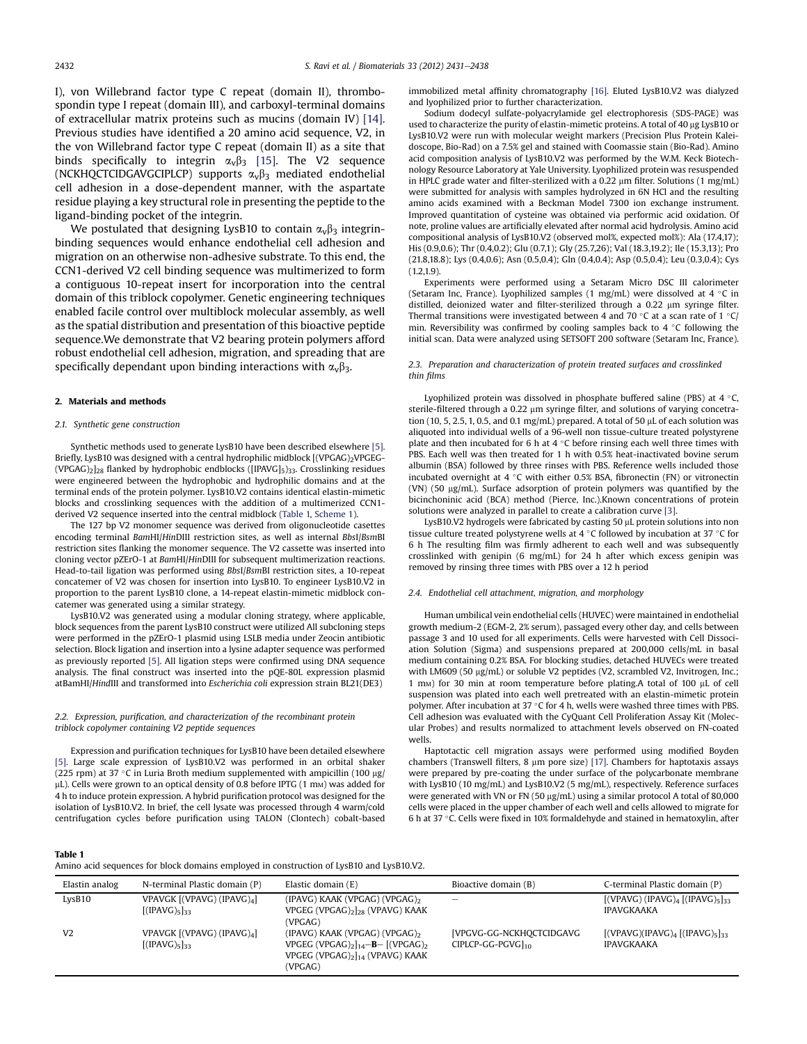I), von Willebrand factor type C repeat (domain II), thrombospondin type I repeat (domain III), and carboxyl-terminal domains of extracellular matrix proteins such as mucins (domain IV) [14]. Previous studies have identified a 20 amino acid sequence, V2, in the von Willebrand factor type C repeat (domain II) as a site that binds specifically to integrin $\alpha_v\beta_3$ [15]. The V2 sequence (NCKHQCTCIDGAVGCIPLCP) supports $\alpha_v\beta_3$ mediated endothelial cell adhesion in a dose-dependent manner, with the aspartate residue playing a key structural role in presenting the peptide to the ligand-binding pocket of the integrin.

We postulated that designing LysB10 to contain $\alpha_v\beta_3$ integrin-binding sequences would enhance endothelial cell adhesion and migration on an otherwise non-adhesive substrate. To this end, the CCN1-derived V2 cell binding sequence was multimerized to form a contiguous 10-repeat insert for incorporation into the central domain of this triblock copolymer. Genetic engineering techniques enabled facile control over multiblock molecular assembly, as well as the spatial distribution and presentation of this bioactive peptide sequence.We demonstrate that V2 bearing protein polymers afford robust endothelial cell adhesion, migration, and spreading that are specifically dependant upon binding interactions with $\alpha_v\beta_3$.

## 2. Materials and methods

### 2.1. Synthetic gene construction

Synthetic methods used to generate LysB10 have been described elsewhere [5]. Briefly, LysB10 was designed with a central hydrophilic midblock [(VPGAG)$_2$VPGEG-(VPGAG)$_2$]$_{28}$ flanked by hydrophobic endblocks ([IPAVG]$_5$)$_{33}$. Crosslinking residues were engineered between the hydrophobic and hydrophilic domains and at the terminal ends of the protein polymer. LysB10.V2 contains identical elastin-mimetic blocks and crosslinking sequences with the addition of a multimerized CCN1-derived V2 sequence inserted into the central midblock (Table 1, Scheme 1).

The 127 bp V2 monomer sequence was derived from oligonucleotide casettes encoding terminal *Bam*HI/*Hin*DIII restriction sites, as well as internal *Bbs*I/*Bsm*BI restriction sites flanking the monomer sequence. The V2 cassette was inserted into cloning vector pZErO-1 at *Bam*HI/*Hin*DIII for subsequent multimerization reactions. Head-to-tail ligation was performed using *Bbs*I/*Bsm*BI restriction sites, a 10-repeat concatemer of V2 was chosen for insertion into LysB10. To engineer LysB10.V2 in proportion to the parent LysB10 clone, a 14-repeat elastin-mimetic midblock concatemer was generated using a similar strategy.

LysB10.V2 was generated using a modular cloning strategy, where applicable, block sequences from the parent LysB10 construct were utilized All subcloning steps were performed in the pZErO-1 plasmid using LSLB media under Zeocin antibiotic selection. Block ligation and insertion into a lysine adapter sequence was performed as previously reported [5]. All ligation steps were confirmed using DNA sequence analysis. The final construct was inserted into the pQE-80L expression plasmid atBamHI/*Hind*III and transformed into *Escherichia coli* expression strain BL21(DE3)

### 2.2. Expression, purification, and characterization of the recombinant protein triblock copolymer containing V2 peptide sequences

Expression and purification techniques for LysB10 have been detailed elsewhere [5]. Large scale expression of LysB10.V2 was performed in an orbital shaker (225 rpm) at 37 °C in Luria Broth medium supplemented with ampicillin (100 μg/μL). Cells were grown to an optical density of 0.8 before IPTG (1 mM) was added for 4 h to induce protein expression. A hybrid purification protocol was designed for the isolation of LysB10.V2. In brief, the cell lysate was processed through 4 warm/cold centrifugation cycles before purification using TALON (Clontech) cobalt-based immobilized metal affinity chromatography [16]. Eluted LysB10.V2 was dialyzed and lyophilized prior to further characterization.

Sodium dodecyl sulfate-polyacrylamide gel electrophoresis (SDS-PAGE) was used to characterize the purity of elastin-mimetic proteins. A total of 40 μg LysB10 or LysB10.V2 were run with molecular weight markers (Precision Plus Protein Kaleidoscope, Bio-Rad) on a 7.5% gel and stained with Coomassie stain (Bio-Rad). Amino acid composition analysis of LysB10.V2 was performed by the W.M. Keck Biotechnology Resource Laboratory at Yale University. Lyophilized protein was resuspended in HPLC grade water and filter-sterilized with a 0.22 μm filter. Solutions (1 mg/mL) were submitted for analysis with samples hydrolyzed in 6N HCl and the resulting amino acids examined with a Beckman Model 7300 ion exchange instrument. Improved quantitation of cysteine was obtained via performic acid oxidation. Of note, proline values are artificially elevated after normal acid hydrolysis. Amino acid compositional analysis of LysB10.V2 (observed mol%, expected mol%): Ala (17.4,17); His (0.9,0.6); Thr (0.4,0.2); Glu (0.7,1); Gly (25.7,26); Val (18.3,19.2); Ile (15.3,13); Pro (21.8,18.8); Lys (0.4,0.6); Asn (0.5,0.4); Gln (0.4,0.4); Asp (0.5,0.4); Leu (0.3,0.4); Cys (1.2,1.9).

Experiments were performed using a Setaram Micro DSC III calorimeter (Setaram Inc, France). Lyophilized samples (1 mg/mL) were dissolved at 4 °C in distilled, deionized water and filter-sterilized through a 0.22 μm syringe filter. Thermal transitions were investigated between 4 and 70 °C at a scan rate of 1 °C/min. Reversibility was confirmed by cooling samples back to 4 °C following the initial scan. Data were analyzed using SETSOFT 200 software (Setaram Inc, France).

### 2.3. Preparation and characterization of protein treated surfaces and crosslinked thin films

Lyophilized protein was dissolved in phosphate buffered saline (PBS) at 4 °C, sterile-filtered through a 0.22 μm syringe filter, and solutions of varying concetration (10, 5, 2.5, 1, 0.5, and 0.1 mg/mL) prepared. A total of 50 μL of each solution was aliquoted into individual wells of a 96-well non tissue-culture treated polystyrene plate and then incubated for 6 h at 4 °C before rinsing each well three times with PBS. Each well was then treated for 1 h with 0.5% heat-inactivated bovine serum albumin (BSA) followed by three rinses with PBS. Reference wells included those incubated overnight at 4 °C with either 0.5% BSA, fibronectin (FN) or vitronectin (VN) (50 μg/mL). Surface adsorption of protein polymers was quantified by the bicinchoninic acid (BCA) method (Pierce, Inc.).Known concentrations of protein solutions were analyzed in parallel to create a calibration curve [3].

LysB10.V2 hydrogels were fabricated by casting 50 μL protein solutions into non tissue culture treated polystyrene wells at 4 °C followed by incubation at 37 °C for 6 h The resulting film was firmly adherent to each well and was subsequently crosslinked with genipin (6 mg/mL) for 24 h after which excess genipin was removed by rinsing three times with PBS over a 12 h period

### 2.4. Endothelial cell attachment, migration, and morphology

Human umbilical vein endothelial cells (HUVEC) were maintained in endothelial growth medium-2 (EGM-2, 2% serum), passaged every other day, and cells between passage 3 and 10 used for all experiments. Cells were harvested with Cell Dissociation Solution (Sigma) and suspensions prepared at 200,000 cells/mL in basal medium containing 0.2% BSA. For blocking studies, detached HUVECs were treated with LM609 (50 μg/mL) or soluble V2 peptides (V2, scrambled V2, Invitrogen, Inc.; 1 mM) for 30 min at room temperature before plating.A total of 100 μL of cell suspension was plated into each well pretreated with an elastin-mimetic protein polymer. After incubation at 37 °C for 4 h, wells were washed three times with PBS. Cell adhesion was evaluated with the CyQuant Cell Proliferation Assay Kit (Molecular Probes) and results normalized to attachment levels observed on FN-coated wells.

Haptotactic cell migration assays were performed using modified Boyden chambers (Transwell filters, 8 μm pore size) [17]. Chambers for haptotaxis assays were prepared by pre-coating the under surface of the polycarbonate membrane with LysB10 (10 mg/mL) and LysB10.V2 (5 mg/mL), respectively. Reference surfaces were generated with VN or FN (50 μg/mL) using a similar protocol A total of 80,000 cells were placed in the upper chamber of each well and cells allowed to migrate for 6 h at 37 °C. Cells were fixed in 10% formaldehyde and stained in hematoxylin, after

**Table 1**
Amino acid sequences for block domains employed in construction of LysB10 and LysB10.V2.

| Elastin analog | N-terminal Plastic domain (P) | Elastic domain (E) | Bioactive domain (B) | C-terminal Plastic domain (P) |
|---|---|---|---|---|
| LysB10 | VPAVGK [(VPAVG) (IPAVG)$_4$] [(IPAVG)$_5$]$_{33}$ | (IPAVG) KAAK (VPGAG) (VPGAG)$_2$ VPGEG (VPGAG)$_2$]$_{28}$ (VPAVG) KAAK (VPGAG) | – | [(VPAVG) (IPAVG)$_4$ [(IPAVG)$_5$]$_{33}$ IPAVGKAAKA |
| V2 | VPAVGK [(VPAVG) (IPAVG)$_4$] [(IPAVG)$_5$]$_{33}$ | (IPAVG) KAAK (VPGAG) (VPGAG)$_2$ VPGEG (VPGAG)$_2$]$_{14}$–**B**– [(VPGAG)$_2$ VPGEG (VPGAG)$_2$]$_{14}$ (VPAVG) KAAK (VPGAG) | [VPGVG-GG-NCKHQCTCIDGAVG CIPLCP-GG-PGVG]$_{10}$ | [(VPAVG)(IPAVG)$_4$ [(IPAVG)$_5$]$_{33}$ IPAVGKAAKA |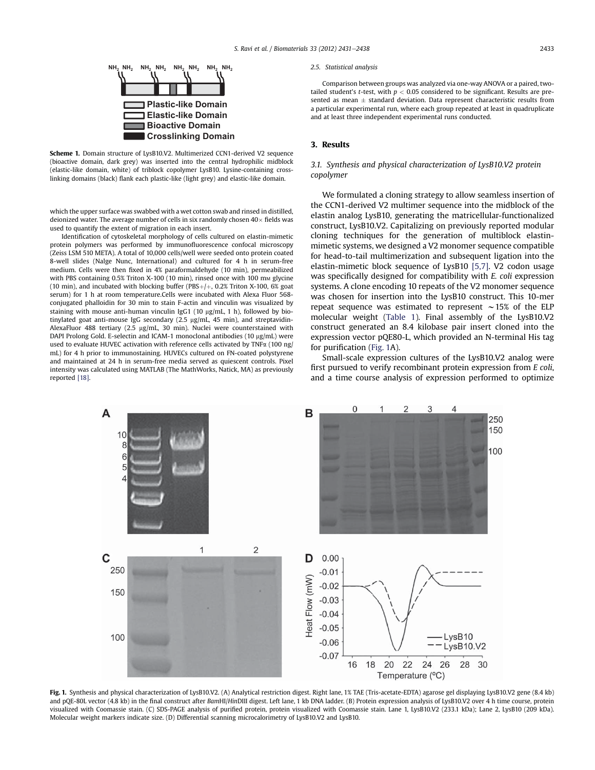**Scheme 1.** Domain structure of LysB10.V2. Multimerized CCN1-derived V2 sequence (bioactive domain, dark grey) was inserted into the central hydrophilic midblock (elastic-like domain, white) of triblock copolymer LysB10. Lysine-containing crosslinking domains (black) flank each plastic-like (light grey) and elastic-like domain.

which the upper surface was swabbed with a wet cotton swab and rinsed in distilled, deionized water. The average number of cells in six randomly chosen 40× fields was used to quantify the extent of migration in each insert.

Identification of cytoskeletal morphology of cells cultured on elastin-mimetic protein polymers was performed by immunofluorescence confocal microscopy (Zeiss LSM 510 META). A total of 10,000 cells/well were seeded onto protein coated 8-well slides (Nalge Nunc, International) and cultured for 4 h in serum-free medium. Cells were then fixed in 4% paraformaldehyde (10 min), permeabilized with PBS containing 0.5% Triton X-100 (10 min), rinsed once with 100 mM glycine (10 min), and incubated with blocking buffer (PBS+/+, 0.2% Triton X-100, 6% goat serum) for 1 h at room temperature.Cells were incubated with Alexa Fluor 568-conjugated phalloidin for 30 min to stain F-actin and vinculin was visualized by staining with mouse anti-human vinculin IgG1 (10 μg/mL, 1 h), followed by biotinylated goat anti-mouse IgG secondary (2.5 μg/mL, 45 min), and streptavidin-AlexaFluor 488 tertiary (2.5 μg/mL, 30 min). Nuclei were counterstained with DAPI Prolong Gold. E-selectin and ICAM-1 monoclonal antibodies (10 μg/mL) were used to evaluate HUVEC activation with reference cells activated by TNFα (100 ng/mL) for 4 h prior to immunostaining. HUVECs cultured on FN-coated polystyrene and maintained at 24 h in serum-free media served as quiescent controls. Pixel intensity was calculated using MATLAB (The MathWorks, Natick, MA) as previously reported [18].

*2.5. Statistical analysis*

Comparison between groups was analyzed via one-way ANOVA or a paired, two-tailed student's *t*-test, with $p < 0.05$ considered to be significant. Results are presented as mean ± standard deviation. Data represent characteristic results from a particular experimental run, where each group repeated at least in quadruplicate and at least three independent experimental runs conducted.

## 3. Results

### 3.1. Synthesis and physical characterization of LysB10.V2 protein copolymer

We formulated a cloning strategy to allow seamless insertion of the CCN1-derived V2 multimer sequence into the midblock of the elastin analog LysB10, generating the matricellular-functionalized construct, LysB10.V2. Capitalizing on previously reported modular cloning techniques for the generation of multiblock elastin-mimetic systems, we designed a V2 monomer sequence compatible for head-to-tail multimerization and subsequent ligation into the elastin-mimetic block sequence of LysB10 [5,7]. V2 codon usage was specifically designed for compatibility with *E. coli* expression systems. A clone encoding 10 repeats of the V2 monomer sequence was chosen for insertion into the LysB10 construct. This 10-mer repeat sequence was estimated to represent ~15% of the ELP molecular weight (Table 1). Final assembly of the LysB10.V2 construct generated an 8.4 kilobase pair insert cloned into the expression vector pQE80-L, which provided an N-terminal His tag for purification (Fig. 1A).

Small-scale expression cultures of the LysB10.V2 analog were first pursued to verify recombinant protein expression from *E coli*, and a time course analysis of expression performed to optimize

**Fig. 1.** Synthesis and physical characterization of LysB10.V2. (A) Analytical restriction digest. Right lane, 1% TAE (Tris-acetate-EDTA) agarose gel displaying LysB10.V2 gene (8.4 kb) and pQE-80L vector (4.8 kb) in the final construct after *Bam*HI/*Hin*DIII digest. Left lane, 1 kb DNA ladder. (B) Protein expression analysis of LysB10.V2 over 4 h time course, protein visualized with Coomassie stain. (C) SDS-PAGE analysis of purified protein, protein visualized with Coomassie stain. Lane 1, LysB10.V2 (233.1 kDa); Lane 2, LysB10 (209 kDa). Molecular weight markers indicate size. (D) Differential scanning microcalorimetry of LysB10.V2 and LysB10.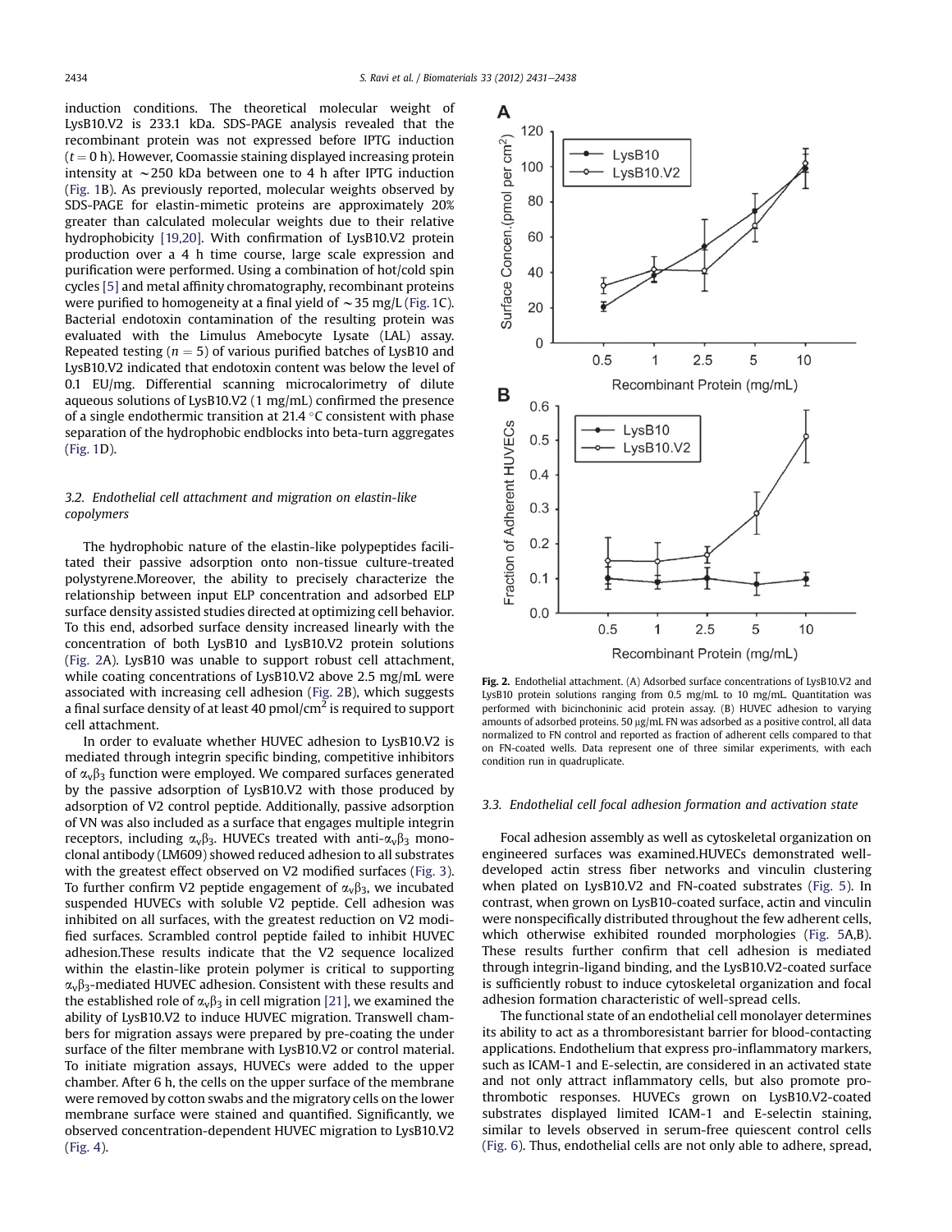induction conditions. The theoretical molecular weight of LysB10.V2 is 233.1 kDa. SDS-PAGE analysis revealed that the recombinant protein was not expressed before IPTG induction ($t = 0$ h). However, Coomassie staining displayed increasing protein intensity at ~250 kDa between one to 4 h after IPTG induction (Fig. 1B). As previously reported, molecular weights observed by SDS-PAGE for elastin-mimetic proteins are approximately 20% greater than calculated molecular weights due to their relative hydrophobicity [19,20]. With confirmation of LysB10.V2 protein production over a 4 h time course, large scale expression and purification were performed. Using a combination of hot/cold spin cycles [5] and metal affinity chromatography, recombinant proteins were purified to homogeneity at a final yield of ~35 mg/L (Fig. 1C). Bacterial endotoxin contamination of the resulting protein was evaluated with the Limulus Amebocyte Lysate (LAL) assay. Repeated testing ($n = 5$) of various purified batches of LysB10 and LysB10.V2 indicated that endotoxin content was below the level of 0.1 EU/mg. Differential scanning microcalorimetry of dilute aqueous solutions of LysB10.V2 (1 mg/mL) confirmed the presence of a single endothermic transition at 21.4 °C consistent with phase separation of the hydrophobic endblocks into beta-turn aggregates (Fig. 1D).

### 3.2. Endothelial cell attachment and migration on elastin-like copolymers

The hydrophobic nature of the elastin-like polypeptides facilitated their passive adsorption onto non-tissue culture-treated polystyrene.Moreover, the ability to precisely characterize the relationship between input ELP concentration and adsorbed ELP surface density assisted studies directed at optimizing cell behavior. To this end, adsorbed surface density increased linearly with the concentration of both LysB10 and LysB10.V2 protein solutions (Fig. 2A). LysB10 was unable to support robust cell attachment, while coating concentrations of LysB10.V2 above 2.5 mg/mL were associated with increasing cell adhesion (Fig. 2B), which suggests a final surface density of at least 40 pmol/cm$^2$ is required to support cell attachment.

In order to evaluate whether HUVEC adhesion to LysB10.V2 is mediated through integrin specific binding, competitive inhibitors of $\alpha_v\beta_3$ function were employed. We compared surfaces generated by the passive adsorption of LysB10.V2 with those produced by adsorption of V2 control peptide. Additionally, passive adsorption of VN was also included as a surface that engages multiple integrin receptors, including $\alpha_v\beta_3$. HUVECs treated with anti-$\alpha_v\beta_3$ monoclonal antibody (LM609) showed reduced adhesion to all substrates with the greatest effect observed on V2 modified surfaces (Fig. 3). To further confirm V2 peptide engagement of $\alpha_v\beta_3$, we incubated suspended HUVECs with soluble V2 peptide. Cell adhesion was inhibited on all surfaces, with the greatest reduction on V2 modified surfaces. Scrambled control peptide failed to inhibit HUVEC adhesion.These results indicate that the V2 sequence localized within the elastin-like protein polymer is critical to supporting $\alpha_v\beta_3$-mediated HUVEC adhesion. Consistent with these results and the established role of $\alpha_v\beta_3$ in cell migration [21], we examined the ability of LysB10.V2 to induce HUVEC migration. Transwell chambers for migration assays were prepared by pre-coating the under surface of the filter membrane with LysB10.V2 or control material. To initiate migration assays, HUVECs were added to the upper chamber. After 6 h, the cells on the upper surface of the membrane were removed by cotton swabs and the migratory cells on the lower membrane surface were stained and quantified. Significantly, we observed concentration-dependent HUVEC migration to LysB10.V2 (Fig. 4).

**Fig. 2.** Endothelial attachment. (A) Adsorbed surface concentrations of LysB10.V2 and LysB10 protein solutions ranging from 0.5 mg/mL to 10 mg/mL. Quantitation was performed with bicinchoninic acid protein assay. (B) HUVEC adhesion to varying amounts of adsorbed proteins. 50 μg/mL FN was adsorbed as a positive control, all data normalized to FN control and reported as fraction of adherent cells compared to that on FN-coated wells. Data represent one of three similar experiments, with each condition run in quadruplicate.

### 3.3. Endothelial cell focal adhesion formation and activation state

Focal adhesion assembly as well as cytoskeletal organization on engineered surfaces was examined.HUVECs demonstrated well-developed actin stress fiber networks and vinculin clustering when plated on LysB10.V2 and FN-coated substrates (Fig. 5). In contrast, when grown on LysB10-coated surface, actin and vinculin were nonspecifically distributed throughout the few adherent cells, which otherwise exhibited rounded morphologies (Fig. 5A,B). These results further confirm that cell adhesion is mediated through integrin-ligand binding, and the LysB10.V2-coated surface is sufficiently robust to induce cytoskeletal organization and focal adhesion formation characteristic of well-spread cells.

The functional state of an endothelial cell monolayer determines its ability to act as a thromboresistant barrier for blood-contacting applications. Endothelium that express pro-inflammatory markers, such as ICAM-1 and E-selectin, are considered in an activated state and not only attract inflammatory cells, but also promote prothrombotic responses. HUVECs grown on LysB10.V2-coated substrates displayed limited ICAM-1 and E-selectin staining, similar to levels observed in serum-free quiescent control cells (Fig. 6). Thus, endothelial cells are not only able to adhere, spread,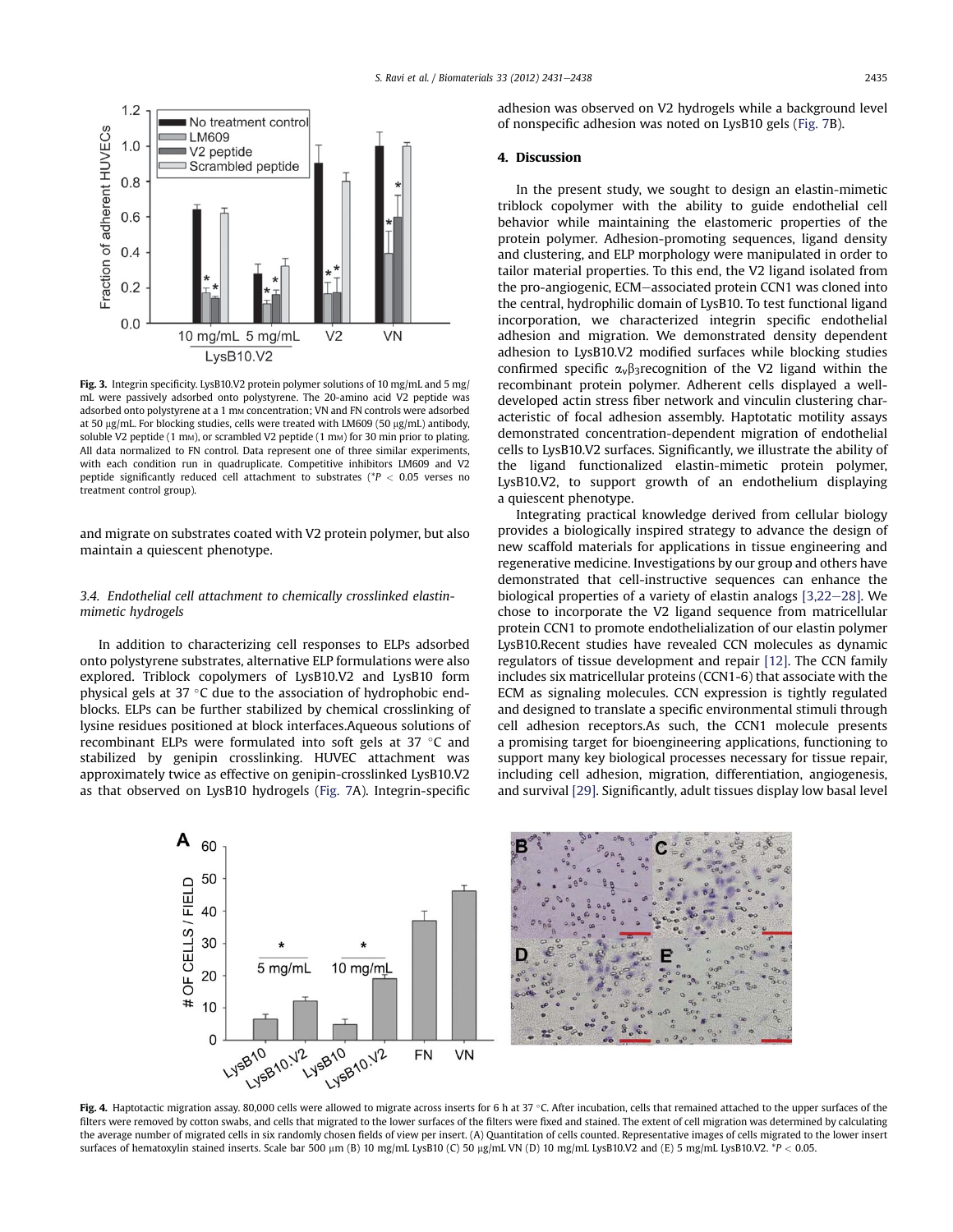Fig. 3. Integrin specificity. LysB10.V2 protein polymer solutions of 10 mg/mL and 5 mg/mL were passively adsorbed onto polystyrene. The 20-amino acid V2 peptide was adsorbed onto polystyrene at a 1 mM concentration; VN and FN controls were adsorbed at 50 μg/mL. For blocking studies, cells were treated with LM609 (50 μg/mL) antibody, soluble V2 peptide (1 mM), or scrambled V2 peptide (1 mM) for 30 min prior to plating. All data normalized to FN control. Data represent one of three similar experiments, with each condition run in quadruplicate. Competitive inhibitors LM609 and V2 peptide significantly reduced cell attachment to substrates (*$P < 0.05$ verses no treatment control group).

and migrate on substrates coated with V2 protein polymer, but also maintain a quiescent phenotype.

### 3.4. Endothelial cell attachment to chemically crosslinked elastin-mimetic hydrogels

In addition to characterizing cell responses to ELPs adsorbed onto polystyrene substrates, alternative ELP formulations were also explored. Triblock copolymers of LysB10.V2 and LysB10 form physical gels at 37 °C due to the association of hydrophobic end-blocks. ELPs can be further stabilized by chemical crosslinking of lysine residues positioned at block interfaces.Aqueous solutions of recombinant ELPs were formulated into soft gels at 37 °C and stabilized by genipin crosslinking. HUVEC attachment was approximately twice as effective on genipin-crosslinked LysB10.V2 as that observed on LysB10 hydrogels (Fig. 7A). Integrin-specific adhesion was observed on V2 hydrogels while a background level of nonspecific adhesion was noted on LysB10 gels (Fig. 7B).

## 4. Discussion

In the present study, we sought to design an elastin-mimetic triblock copolymer with the ability to guide endothelial cell behavior while maintaining the elastomeric properties of the protein polymer. Adhesion-promoting sequences, ligand density and clustering, and ELP morphology were manipulated in order to tailor material properties. To this end, the V2 ligand isolated from the pro-angiogenic, ECM–associated protein CCN1 was cloned into the central, hydrophilic domain of LysB10. To test functional ligand incorporation, we characterized integrin specific endothelial adhesion and migration. We demonstrated density dependent adhesion to LysB10.V2 modified surfaces while blocking studies confirmed specific $\alpha_v\beta_3$recognition of the V2 ligand within the recombinant protein polymer. Adherent cells displayed a well-developed actin stress fiber network and vinculin clustering characteristic of focal adhesion assembly. Haptotatic motility assays demonstrated concentration-dependent migration of endothelial cells to LysB10.V2 surfaces. Significantly, we illustrate the ability of the ligand functionalized elastin-mimetic protein polymer, LysB10.V2, to support growth of an endothelium displaying a quiescent phenotype.

Integrating practical knowledge derived from cellular biology provides a biologically inspired strategy to advance the design of new scaffold materials for applications in tissue engineering and regenerative medicine. Investigations by our group and others have demonstrated that cell-instructive sequences can enhance the biological properties of a variety of elastin analogs [3,22–28]. We chose to incorporate the V2 ligand sequence from matricellular protein CCN1 to promote endothelialization of our elastin polymer LysB10.Recent studies have revealed CCN molecules as dynamic regulators of tissue development and repair [12]. The CCN family includes six matricellular proteins (CCN1-6) that associate with the ECM as signaling molecules. CCN expression is tightly regulated and designed to translate a specific environmental stimuli through cell adhesion receptors.As such, the CCN1 molecule presents a promising target for bioengineering applications, functioning to support many key biological processes necessary for tissue repair, including cell adhesion, migration, differentiation, angiogenesis, and survival [29]. Significantly, adult tissues display low basal level

Fig. 4. Haptotactic migration assay. 80,000 cells were allowed to migrate across inserts for 6 h at 37 °C. After incubation, cells that remained attached to the upper surfaces of the filters were removed by cotton swabs, and cells that migrated to the lower surfaces of the filters were fixed and stained. The extent of cell migration was determined by calculating the average number of migrated cells in six randomly chosen fields of view per insert. (A) Quantitation of cells counted. Representative images of cells migrated to the lower insert surfaces of hematoxylin stained inserts. Scale bar 500 μm (B) 10 mg/mL LysB10 (C) 50 μg/mL VN (D) 10 mg/mL LysB10.V2 and (E) 5 mg/mL LysB10.V2. *$P < 0.05$.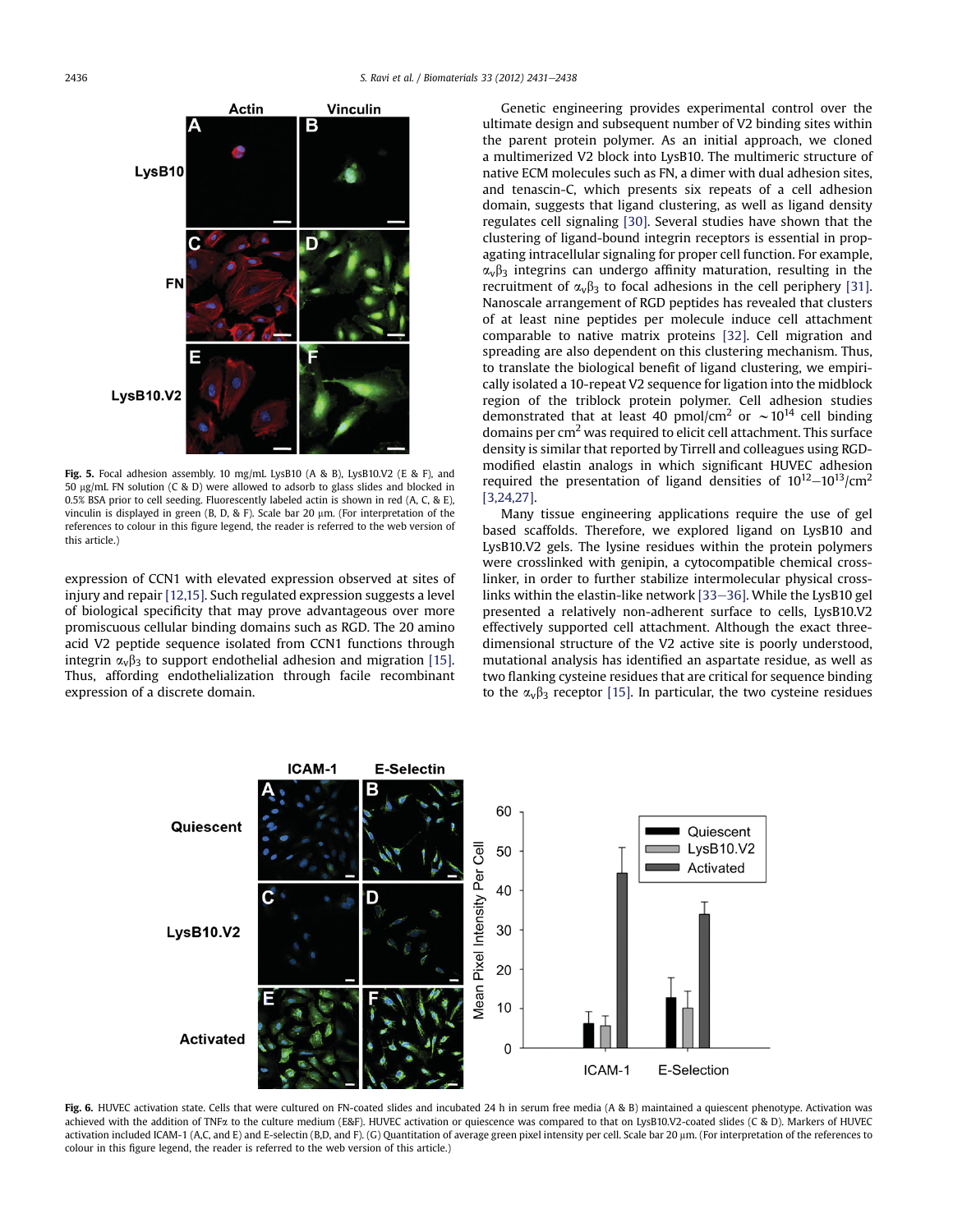Fig. 5. Focal adhesion assembly. 10 mg/mL LysB10 (A & B), LysB10.V2 (E & F), and 50 μg/mL FN solution (C & D) were allowed to adsorb to glass slides and blocked in 0.5% BSA prior to cell seeding. Fluorescently labeled actin is shown in red (A, C, & E), vinculin is displayed in green (B, D, & F). Scale bar 20 μm. (For interpretation of the references to colour in this figure legend, the reader is referred to the web version of this article.)

expression of CCN1 with elevated expression observed at sites of injury and repair [12,15]. Such regulated expression suggests a level of biological specificity that may prove advantageous over more promiscuous cellular binding domains such as RGD. The 20 amino acid V2 peptide sequence isolated from CCN1 functions through integrin $\alpha_v\beta_3$ to support endothelial adhesion and migration [15]. Thus, affording endothelialization through facile recombinant expression of a discrete domain.

Genetic engineering provides experimental control over the ultimate design and subsequent number of V2 binding sites within the parent protein polymer. As an initial approach, we cloned a multimerized V2 block into LysB10. The multimeric structure of native ECM molecules such as FN, a dimer with dual adhesion sites, and tenascin-C, which presents six repeats of a cell adhesion domain, suggests that ligand clustering, as well as ligand density regulates cell signaling [30]. Several studies have shown that the clustering of ligand-bound integrin receptors is essential in propagating intracellular signaling for proper cell function. For example, $\alpha_v\beta_3$ integrins can undergo affinity maturation, resulting in the recruitment of $\alpha_v\beta_3$ to focal adhesions in the cell periphery [31]. Nanoscale arrangement of RGD peptides has revealed that clusters of at least nine peptides per molecule induce cell attachment comparable to native matrix proteins [32]. Cell migration and spreading are also dependent on this clustering mechanism. Thus, to translate the biological benefit of ligand clustering, we empirically isolated a 10-repeat V2 sequence for ligation into the midblock region of the triblock protein polymer. Cell adhesion studies demonstrated that at least 40 pmol/cm$^2$ or $\sim 10^{14}$ cell binding domains per cm$^2$ was required to elicit cell attachment. This surface density is similar that reported by Tirrell and colleagues using RGD-modified elastin analogs in which significant HUVEC adhesion required the presentation of ligand densities of $10^{12}$–$10^{13}$/cm$^2$ [3,24,27].

Many tissue engineering applications require the use of gel based scaffolds. Therefore, we explored ligand on LysB10 and LysB10.V2 gels. The lysine residues within the protein polymers were crosslinked with genipin, a cytocompatible chemical crosslinker, in order to further stabilize intermolecular physical crosslinks within the elastin-like network [33–36]. While the LysB10 gel presented a relatively non-adherent surface to cells, LysB10.V2 effectively supported cell attachment. Although the exact three-dimensional structure of the V2 active site is poorly understood, mutational analysis has identified an aspartate residue, as well as two flanking cysteine residues that are critical for sequence binding to the $\alpha_v\beta_3$ receptor [15]. In particular, the two cysteine residues

Fig. 6. HUVEC activation state. Cells that were cultured on FN-coated slides and incubated 24 h in serum free media (A & B) maintained a quiescent phenotype. Activation was achieved with the addition of TNFα to the culture medium (E&F). HUVEC activation or quiescence was compared to that on LysB10.V2-coated slides (C & D). Markers of HUVEC activation included ICAM-1 (A,C, and E) and E-selectin (B,D, and F). (G) Quantitation of average green pixel intensity per cell. Scale bar 20 μm. (For interpretation of the references to colour in this figure legend, the reader is referred to the web version of this article.)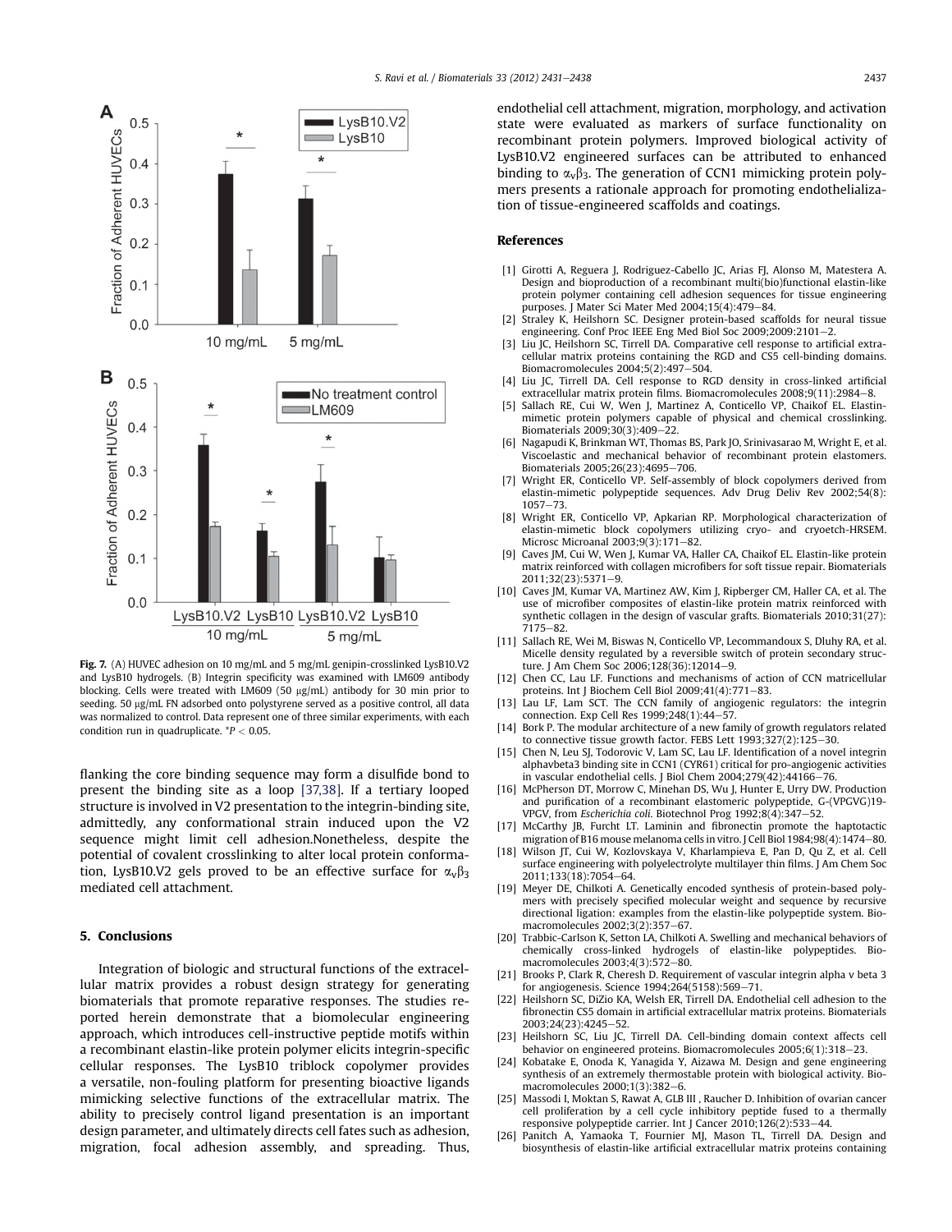Fig. 7. (A) HUVEC adhesion on 10 mg/mL and 5 mg/mL genipin-crosslinked LysB10.V2 and LysB10 hydrogels. (B) Integrin specificity was examined with LM609 antibody blocking. Cells were treated with LM609 (50 μg/mL) antibody for 30 min prior to seeding. 50 μg/mL FN adsorbed onto polystyrene served as a positive control, all data was normalized to control. Data represent one of three similar experiments, with each condition run in quadruplicate. *$P < 0.05$.

flanking the core binding sequence may form a disulfide bond to present the binding site as a loop [37,38]. If a tertiary looped structure is involved in V2 presentation to the integrin-binding site, admittedly, any conformational strain induced upon the V2 sequence might limit cell adhesion.Nonetheless, despite the potential of covalent crosslinking to alter local protein conformation, LysB10.V2 gels proved to be an effective surface for $\alpha_v\beta_3$ mediated cell attachment.

## 5. Conclusions

Integration of biologic and structural functions of the extracellular matrix provides a robust design strategy for generating biomaterials that promote reparative responses. The studies reported herein demonstrate that a biomolecular engineering approach, which introduces cell-instructive peptide motifs within a recombinant elastin-like protein polymer elicits integrin-specific cellular responses. The LysB10 triblock copolymer provides a versatile, non-fouling platform for presenting bioactive ligands mimicking selective functions of the extracellular matrix. The ability to precisely control ligand presentation is an important design parameter, and ultimately directs cell fates such as adhesion, migration, focal adhesion assembly, and spreading. Thus, endothelial cell attachment, migration, morphology, and activation state were evaluated as markers of surface functionality on recombinant protein polymers. Improved biological activity of LysB10.V2 engineered surfaces can be attributed to enhanced binding to $\alpha_v\beta_3$. The generation of CCN1 mimicking protein polymers presents a rationale approach for promoting endothelialization of tissue-engineered scaffolds and coatings.

## References

[1] Girotti A, Reguera J, Rodriguez-Cabello JC, Arias FJ, Alonso M, Matestera A. Design and bioproduction of a recombinant multi(bio)functional elastin-like protein polymer containing cell adhesion sequences for tissue engineering purposes. J Mater Sci Mater Med 2004;15(4):479–84.

[2] Straley K, Heilshorn SC. Designer protein-based scaffolds for neural tissue engineering. Conf Proc IEEE Eng Med Biol Soc 2009;2009:2101–2.

[3] Liu JC, Heilshorn SC, Tirrell DA. Comparative cell response to artificial extracellular matrix proteins containing the RGD and CS5 cell-binding domains. Biomacromolecules 2004;5(2):497–504.

[4] Liu JC, Tirrell DA. Cell response to RGD density in cross-linked artificial extracellular matrix protein films. Biomacromolecules 2008;9(11):2984–8.

[5] Sallach RE, Cui W, Wen J, Martinez A, Conticello VP, Chaikof EL. Elastin-mimetic protein polymers capable of physical and chemical crosslinking. Biomaterials 2009;30(3):409–22.

[6] Nagapudi K, Brinkman WT, Thomas BS, Park JO, Srinivasarao M, Wright E, et al. Viscoelastic and mechanical behavior of recombinant protein elastomers. Biomaterials 2005;26(23):4695–706.

[7] Wright ER, Conticello VP. Self-assembly of block copolymers derived from elastin-mimetic polypeptide sequences. Adv Drug Deliv Rev 2002;54(8):1057–73.

[8] Wright ER, Conticello VP, Apkarian RP. Morphological characterization of elastin-mimetic block copolymers utilizing cryo- and cryoetch-HRSEM. Microsc Microanal 2003;9(3):171–82.

[9] Caves JM, Cui W, Wen J, Kumar VA, Haller CA, Chaikof EL. Elastin-like protein matrix reinforced with collagen microfibers for soft tissue repair. Biomaterials 2011;32(23):5371–9.

[10] Caves JM, Kumar VA, Martinez AW, Kim J, Ripberger CM, Haller CA, et al. The use of microfiber composites of elastin-like protein matrix reinforced with synthetic collagen in the design of vascular grafts. Biomaterials 2010;31(27):7175–82.

[11] Sallach RE, Wei M, Biswas N, Conticello VP, Lecommandoux S, Dluhy RA, et al. Micelle density regulated by a reversible switch of protein secondary structure. J Am Chem Soc 2006;128(36):12014–9.

[12] Chen CC, Lau LF. Functions and mechanisms of action of CCN matricellular proteins. Int J Biochem Cell Biol 2009;41(4):771–83.

[13] Lau LF, Lam SCT. The CCN family of angiogenic regulators: the integrin connection. Exp Cell Res 1999;248(1):44–57.

[14] Bork P. The modular architecture of a new family of growth regulators related to connective tissue growth factor. FEBS Lett 1993;327(2):125–30.

[15] Chen N, Leu SJ, Todorovic V, Lam SC, Lau LF. Identification of a novel integrin alphavbeta3 binding site in CCN1 (CYR61) critical for pro-angiogenic activities in vascular endothelial cells. J Biol Chem 2004;279(42):44166–76.

[16] McPherson DT, Morrow C, Minehan DS, Wu J, Hunter E, Urry DW. Production and purification of a recombinant elastomeric polypeptide, G-(VPGVG)19-VPGV, from *Escherichia coli*. Biotechnol Prog 1992;8(4):347–52.

[17] McCarthy JB, Furcht LT. Laminin and fibronectin promote the haptotactic migration of B16 mouse melanoma cells in vitro. J Cell Biol 1984;98(4):1474–80.

[18] Wilson JT, Cui W, Kozlovskaya V, Kharlampieva E, Pan D, Qu Z, et al. Cell surface engineering with polyelectrolyte multilayer thin films. J Am Chem Soc 2011;133(18):7054–64.

[19] Meyer DE, Chilkoti A. Genetically encoded synthesis of protein-based polymers with precisely specified molecular weight and sequence by recursive directional ligation: examples from the elastin-like polypeptide system. Biomacromolecules 2002;3(2):357–67.

[20] Trabbic-Carlson K, Setton LA, Chilkoti A. Swelling and mechanical behaviors of chemically cross-linked hydrogels of elastin-like polypeptides. Biomacromolecules 2003;4(3):572–80.

[21] Brooks P, Clark R, Cheresh D. Requirement of vascular integrin alpha v beta 3 for angiogenesis. Science 1994;264(5158):569–71.

[22] Heilshorn SC, DiZio KA, Welsh ER, Tirrell DA. Endothelial cell adhesion to the fibronectin CS5 domain in artificial extracellular matrix proteins. Biomaterials 2003;24(23):4245–52.

[23] Heilshorn SC, Liu JC, Tirrell DA. Cell-binding domain context affects cell behavior on engineered proteins. Biomacromolecules 2005;6(1):318–23.

[24] Kobatake E, Onoda K, Yanagida Y, Aizawa M. Design and gene engineering synthesis of an extremely thermostable protein with biological activity. Biomacromolecules 2000;1(3):382–6.

[25] Massodi I, Moktan S, Rawat A, GLB III , Raucher D. Inhibition of ovarian cancer cell proliferation by a cell cycle inhibitory peptide fused to a thermally responsive polypeptide carrier. Int J Cancer 2010;126(2):533–44.

[26] Panitch A, Yamaoka T, Fournier MJ, Mason TL, Tirrell DA. Design and biosynthesis of elastin-like artificial extracellular matrix proteins containing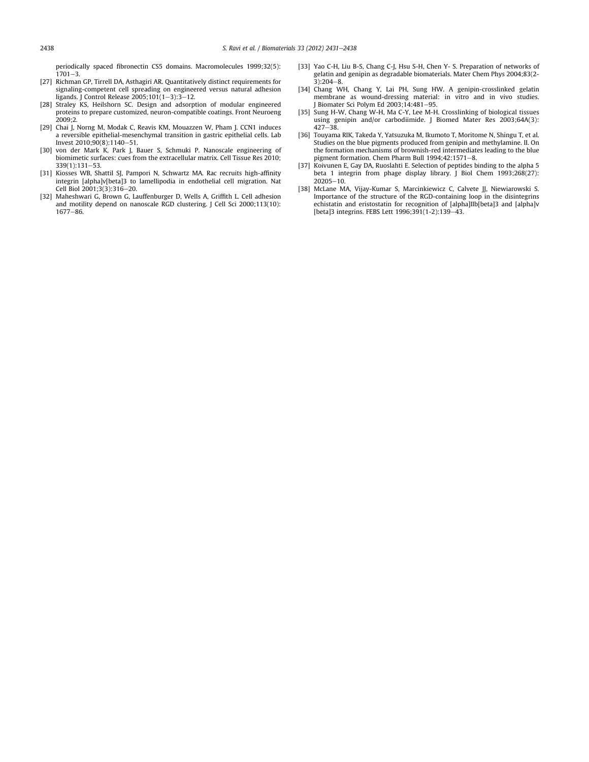periodically spaced fibronectin CS5 domains. Macromolecules 1999;32(5): 1701–3.

[27] Richman GP, Tirrell DA, Asthagiri AR. Quantitatively distinct requirements for signaling-competent cell spreading on engineered versus natural adhesion ligands. J Control Release 2005;101(1–3):3–12.

[28] Straley KS, Heilshorn SC. Design and adsorption of modular engineered proteins to prepare customized, neuron-compatible coatings. Front Neuroeng 2009;2.

[29] Chai J, Norng M, Modak C, Reavis KM, Mouazzen W, Pham J. CCN1 induces a reversible epithelial-mesenchymal transition in gastric epithelial cells. Lab Invest 2010;90(8):1140–51.

[30] von der Mark K, Park J, Bauer S, Schmuki P. Nanoscale engineering of biomimetic surfaces: cues from the extracellular matrix. Cell Tissue Res 2010; 339(1):131–53.

[31] Kiosses WB, Shattil SJ, Pampori N, Schwartz MA. Rac recruits high-affinity integrin [alpha]v[beta]3 to lamellipodia in endothelial cell migration. Nat Cell Biol 2001;3(3):316–20.

[32] Maheshwari G, Brown G, Lauffenburger D, Wells A, Griffith L. Cell adhesion and motility depend on nanoscale RGD clustering. J Cell Sci 2000;113(10): 1677–86.

[33] Yao C-H, Liu B-S, Chang C-J, Hsu S-H, Chen Y- S. Preparation of networks of gelatin and genipin as degradable biomaterials. Mater Chem Phys 2004;83(2-3):204–8.

[34] Chang WH, Chang Y, Lai PH, Sung HW. A genipin-crosslinked gelatin membrane as wound-dressing material: in vitro and in vivo studies. J Biomater Sci Polym Ed 2003;14:481–95.

[35] Sung H-W, Chang W-H, Ma C-Y, Lee M-H. Crosslinking of biological tissues using genipin and/or carbodiimide. J Biomed Mater Res 2003;64A(3): 427–38.

[36] Touyama RIK, Takeda Y, Yatsuzuka M, Ikumoto T, Moritome N, Shingu T, et al. Studies on the blue pigments produced from genipin and methylamine. II. On the formation mechanisms of brownish-red intermediates leading to the blue pigment formation. Chem Pharm Bull 1994;42:1571–8.

[37] Koivunen E, Gay DA, Ruoslahti E. Selection of peptides binding to the alpha 5 beta 1 integrin from phage display library. J Biol Chem 1993;268(27): 20205–10.

[38] McLane MA, Vijay-Kumar S, Marcinkiewicz C, Calvete JJ, Niewiarowski S. Importance of the structure of the RGD-containing loop in the disintegrins echistatin and eristostatin for recognition of [alpha]IIb[beta]3 and [alpha]v [beta]3 integrins. FEBS Lett 1996;391(1-2):139–43.